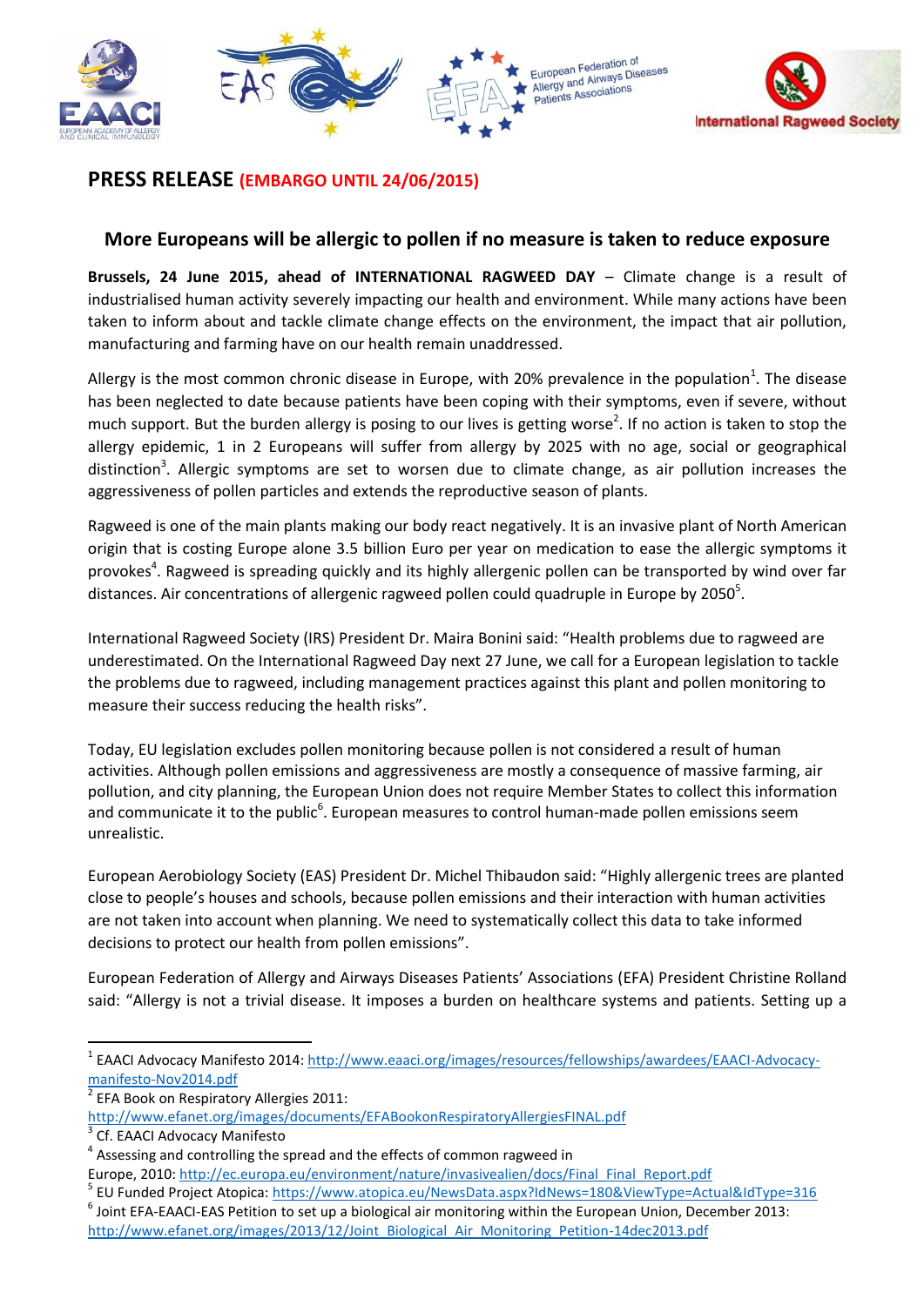# PRESS RELEASE (EMBARGO UNTIL 24/06/2015)

## More Europeans will be allergic to pollen if no measure is taken to reduce exposure

**Brussels, 24 June 2015, ahead of INTERNATIONAL RAGWEED DAY** – Climate change is a result of industrialised human activity severely impacting our health and environment. While many actions have been taken to inform about and tackle climate change effects on the environment, the impact that air pollution, manufacturing and farming have on our health remain unaddressed.

Allergy is the most common chronic disease in Europe, with 20% prevalence in the population[1]. The disease has been neglected to date because patients have been coping with their symptoms, even if severe, without much support. But the burden allergy is posing to our lives is getting worse[2]. If no action is taken to stop the allergy epidemic, 1 in 2 Europeans will suffer from allergy by 2025 with no age, social or geographical distinction[3]. Allergic symptoms are set to worsen due to climate change, as air pollution increases the aggressiveness of pollen particles and extends the reproductive season of plants.

Ragweed is one of the main plants making our body react negatively. It is an invasive plant of North American origin that is costing Europe alone 3.5 billion Euro per year on medication to ease the allergic symptoms it provokes[4]. Ragweed is spreading quickly and its highly allergenic pollen can be transported by wind over far distances. Air concentrations of allergenic ragweed pollen could quadruple in Europe by 2050[5].

International Ragweed Society (IRS) President Dr. Maira Bonini said: "Health problems due to ragweed are underestimated. On the International Ragweed Day next 27 June, we call for a European legislation to tackle the problems due to ragweed, including management practices against this plant and pollen monitoring to measure their success reducing the health risks".

Today, EU legislation excludes pollen monitoring because pollen is not considered a result of human activities. Although pollen emissions and aggressiveness are mostly a consequence of massive farming, air pollution, and city planning, the European Union does not require Member States to collect this information and communicate it to the public[6]. European measures to control human-made pollen emissions seem unrealistic.

European Aerobiology Society (EAS) President Dr. Michel Thibaudon said: "Highly allergenic trees are planted close to people's houses and schools, because pollen emissions and their interaction with human activities are not taken into account when planning. We need to systematically collect this data to take informed decisions to protect our health from pollen emissions".

European Federation of Allergy and Airways Diseases Patients' Associations (EFA) President Christine Rolland said: "Allergy is not a trivial disease. It imposes a burden on healthcare systems and patients. Setting up a

---

[1] EAACI Advocacy Manifesto 2014: http://www.eaaci.org/images/resources/fellowships/awardees/EAACI-Advocacy-manifesto-Nov2014.pdf

[2] EFA Book on Respiratory Allergies 2011: http://www.efanet.org/images/documents/EFABookonRespiratoryAllergiesFINAL.pdf

[3] Cf. EAACI Advocacy Manifesto

[4] Assessing and controlling the spread and the effects of common ragweed in Europe, 2010: http://ec.europa.eu/environment/nature/invasivealien/docs/Final_Final_Report.pdf

[5] EU Funded Project Atopica: https://www.atopica.eu/NewsData.aspx?IdNews=180&ViewType=Actual&IdType=316

[6] Joint EFA-EAACI-EAS Petition to set up a biological air monitoring within the European Union, December 2013: http://www.efanet.org/images/2013/12/Joint_Biological_Air_Monitoring_Petition-14dec2013.pdf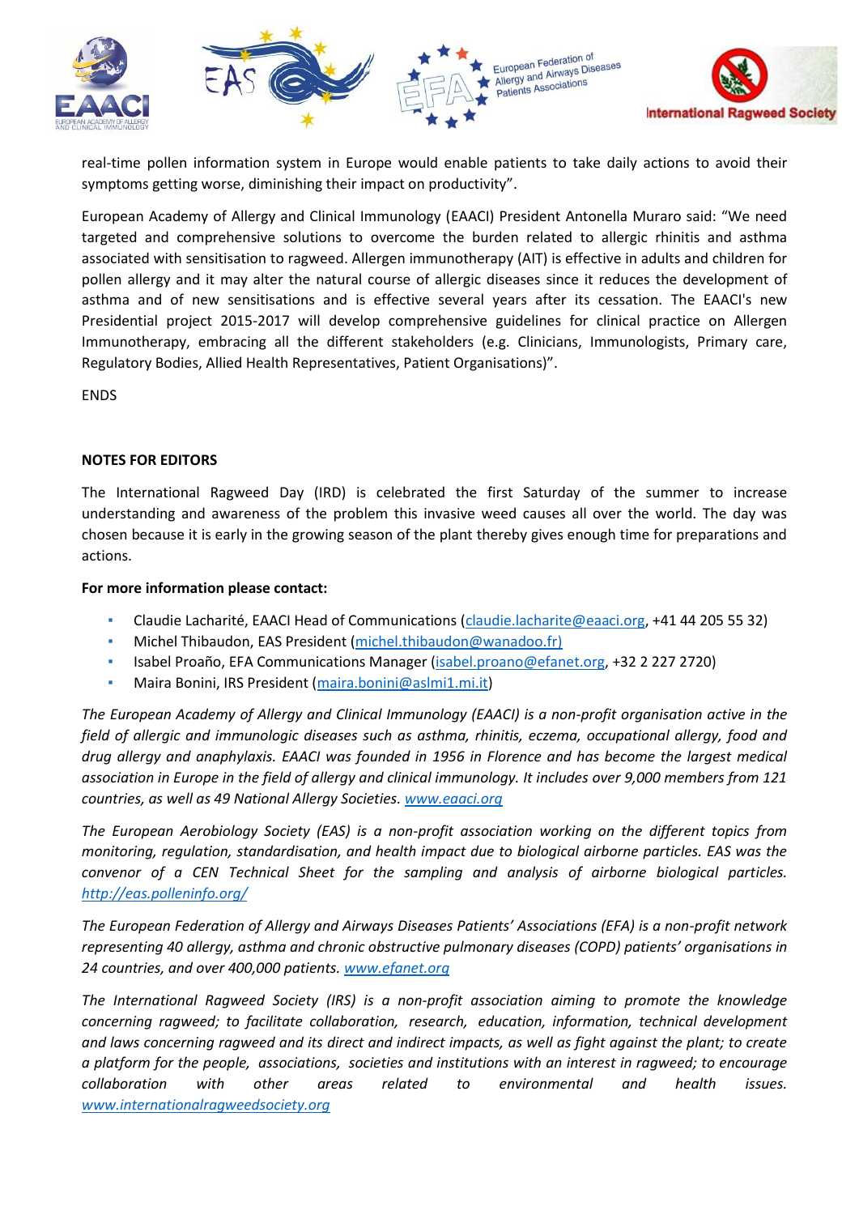real-time pollen information system in Europe would enable patients to take daily actions to avoid their symptoms getting worse, diminishing their impact on productivity".

European Academy of Allergy and Clinical Immunology (EAACI) President Antonella Muraro said: "We need targeted and comprehensive solutions to overcome the burden related to allergic rhinitis and asthma associated with sensitisation to ragweed. Allergen immunotherapy (AIT) is effective in adults and children for pollen allergy and it may alter the natural course of allergic diseases since it reduces the development of asthma and of new sensitisations and is effective several years after its cessation. The EAACI's new Presidential project 2015-2017 will develop comprehensive guidelines for clinical practice on Allergen Immunotherapy, embracing all the different stakeholders (e.g. Clinicians, Immunologists, Primary care, Regulatory Bodies, Allied Health Representatives, Patient Organisations)".

ENDS

**NOTES FOR EDITORS**

The International Ragweed Day (IRD) is celebrated the first Saturday of the summer to increase understanding and awareness of the problem this invasive weed causes all over the world. The day was chosen because it is early in the growing season of the plant thereby gives enough time for preparations and actions.

**For more information please contact:**

- Claudie Lacharité, EAACI Head of Communications (claudie.lacharite@eaaci.org, +41 44 205 55 32)
- Michel Thibaudon, EAS President (michel.thibaudon@wanadoo.fr)
- Isabel Proaño, EFA Communications Manager (isabel.proano@efanet.org, +32 2 227 2720)
- Maira Bonini, IRS President (maira.bonini@aslmi1.mi.it)

*The European Academy of Allergy and Clinical Immunology (EAACI) is a non-profit organisation active in the field of allergic and immunologic diseases such as asthma, rhinitis, eczema, occupational allergy, food and drug allergy and anaphylaxis. EAACI was founded in 1956 in Florence and has become the largest medical association in Europe in the field of allergy and clinical immunology. It includes over 9,000 members from 121 countries, as well as 49 National Allergy Societies. www.eaaci.org*

*The European Aerobiology Society (EAS) is a non-profit association working on the different topics from monitoring, regulation, standardisation, and health impact due to biological airborne particles. EAS was the convenor of a CEN Technical Sheet for the sampling and analysis of airborne biological particles. http://eas.polleninfo.org/*

*The European Federation of Allergy and Airways Diseases Patients' Associations (EFA) is a non-profit network representing 40 allergy, asthma and chronic obstructive pulmonary diseases (COPD) patients' organisations in 24 countries, and over 400,000 patients. www.efanet.org*

*The International Ragweed Society (IRS) is a non-profit association aiming to promote the knowledge concerning ragweed; to facilitate collaboration, research, education, information, technical development and laws concerning ragweed and its direct and indirect impacts, as well as fight against the plant; to create a platform for the people, associations, societies and institutions with an interest in ragweed; to encourage collaboration with other areas related to environmental and health issues. www.internationalragweedsociety.org*